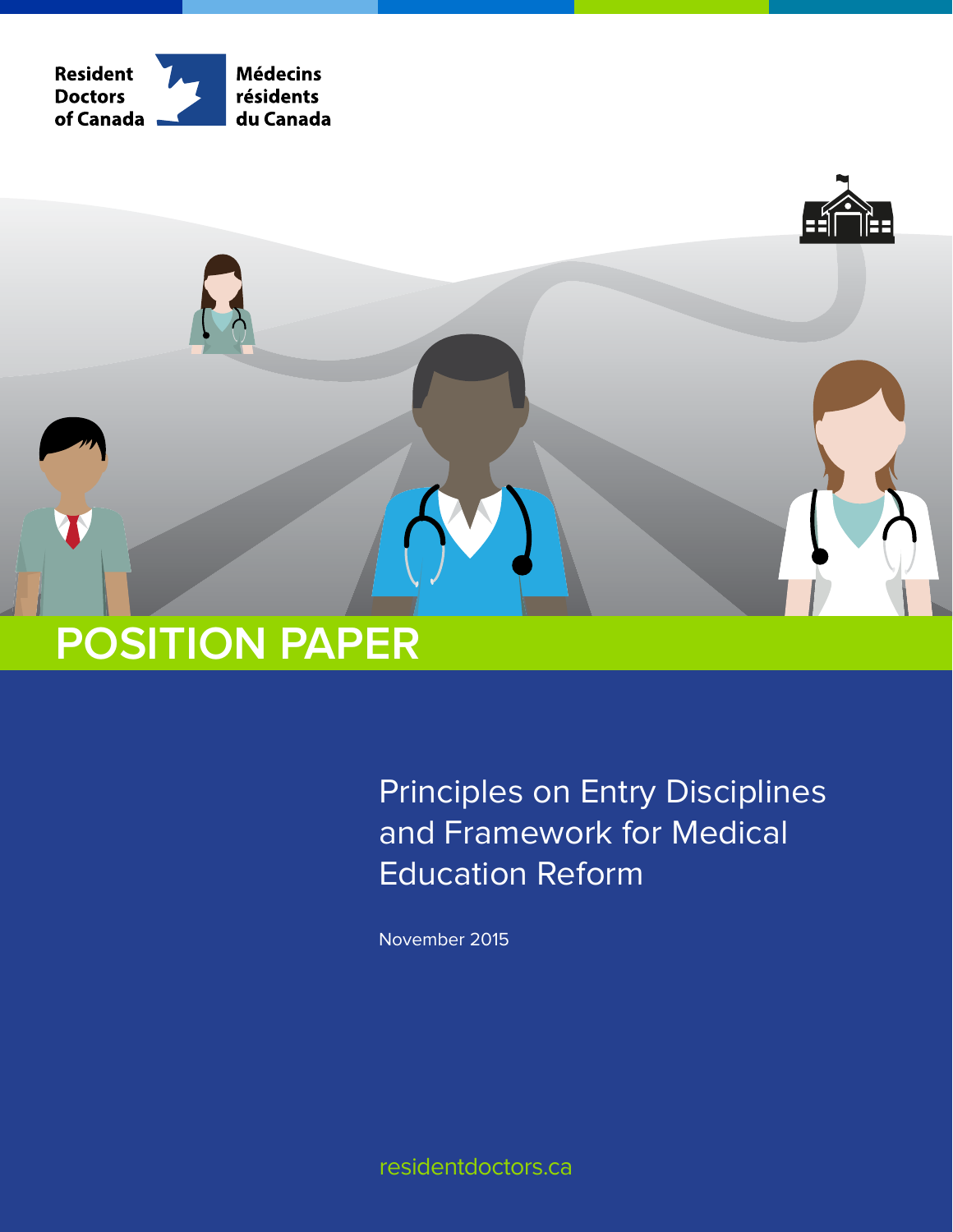Resident Doctors of Canada

Médecins résidents du Canada

# POSITION PAPER

## Principles on Entry Disciplines and Framework for Medical Education Reform

November 2015

residentdoctors.ca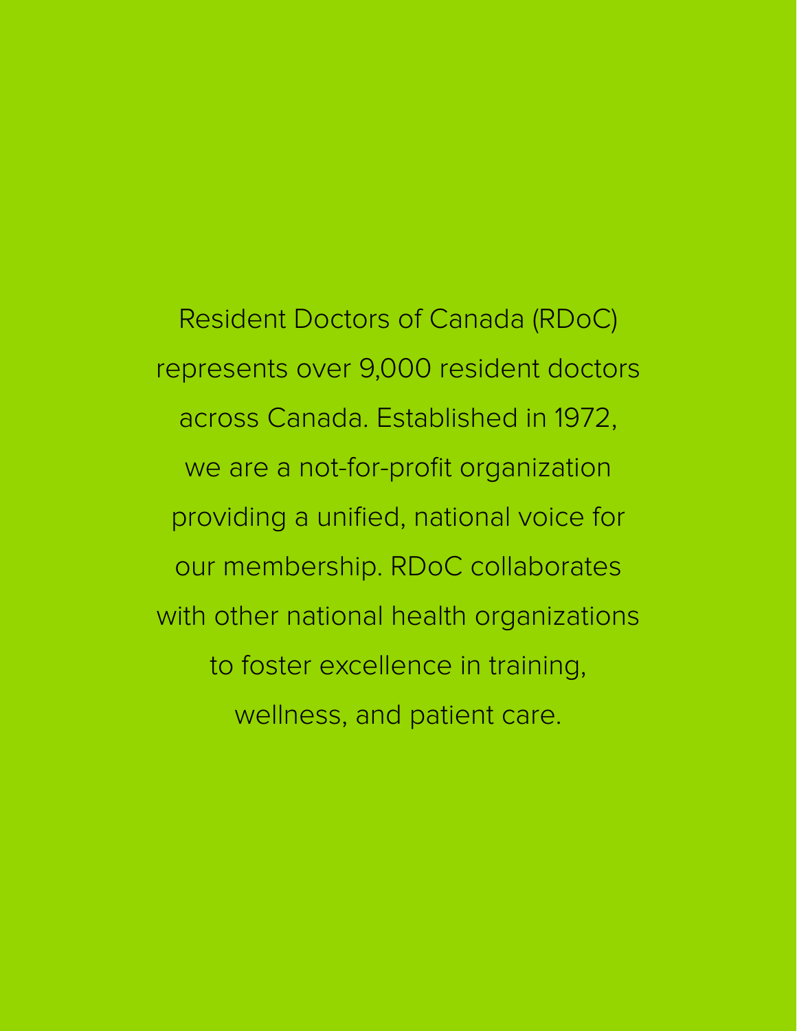Resident Doctors of Canada (RDoC) represents over 9,000 resident doctors across Canada. Established in 1972, we are a not-for-profit organization providing a unified, national voice for our membership. RDoC collaborates with other national health organizations to foster excellence in training, wellness, and patient care.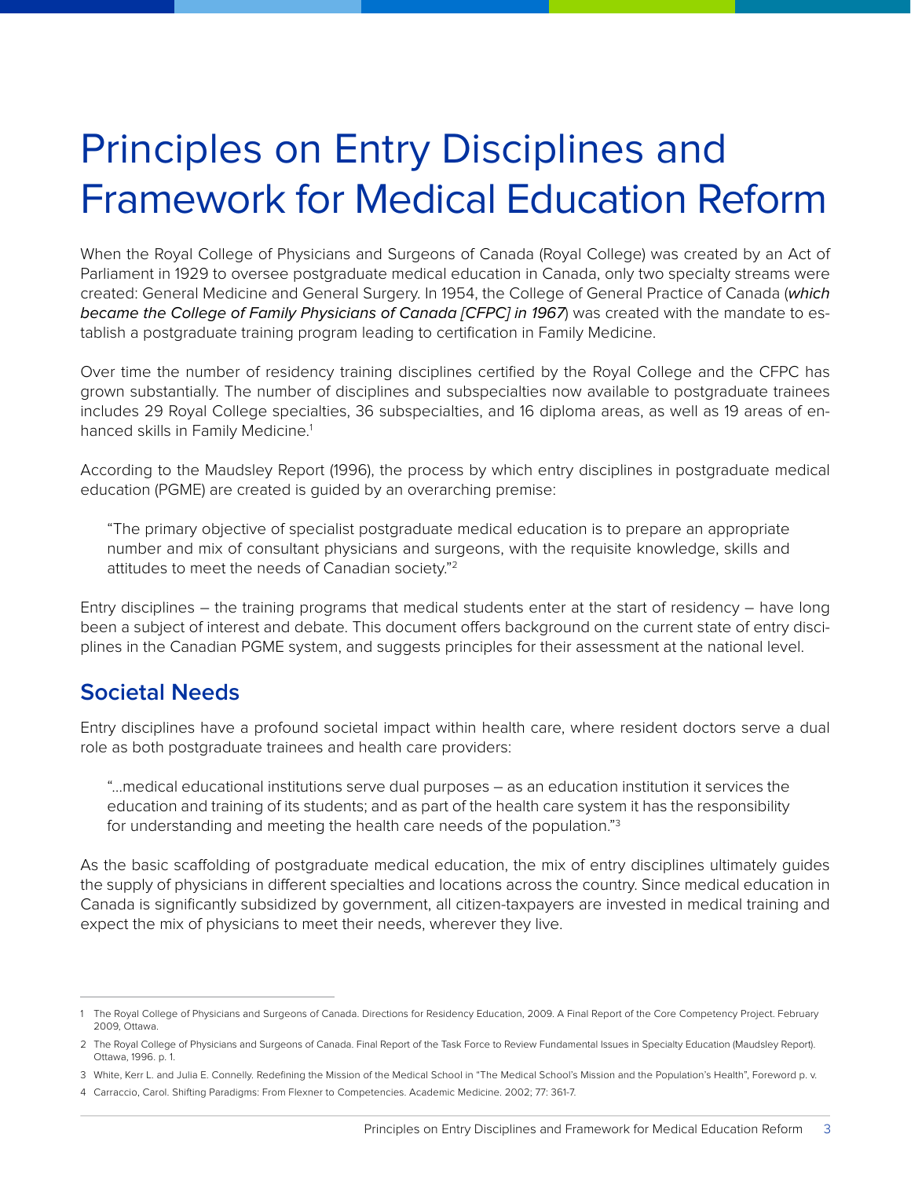# Principles on Entry Disciplines and Framework for Medical Education Reform

When the Royal College of Physicians and Surgeons of Canada (Royal College) was created by an Act of Parliament in 1929 to oversee postgraduate medical education in Canada, only two specialty streams were created: General Medicine and General Surgery. In 1954, the College of General Practice of Canada (*which became the College of Family Physicians of Canada [CFPC] in 1967*) was created with the mandate to establish a postgraduate training program leading to certification in Family Medicine.

Over time the number of residency training disciplines certified by the Royal College and the CFPC has grown substantially. The number of disciplines and subspecialties now available to postgraduate trainees includes 29 Royal College specialties, 36 subspecialties, and 16 diploma areas, as well as 19 areas of enhanced skills in Family Medicine.[1]

According to the Maudsley Report (1996), the process by which entry disciplines in postgraduate medical education (PGME) are created is guided by an overarching premise:

> "The primary objective of specialist postgraduate medical education is to prepare an appropriate number and mix of consultant physicians and surgeons, with the requisite knowledge, skills and attitudes to meet the needs of Canadian society."[2]

Entry disciplines – the training programs that medical students enter at the start of residency – have long been a subject of interest and debate. This document offers background on the current state of entry disciplines in the Canadian PGME system, and suggests principles for their assessment at the national level.

## Societal Needs

Entry disciplines have a profound societal impact within health care, where resident doctors serve a dual role as both postgraduate trainees and health care providers:

> "…medical educational institutions serve dual purposes – as an education institution it services the education and training of its students; and as part of the health care system it has the responsibility for understanding and meeting the health care needs of the population."[3]

As the basic scaffolding of postgraduate medical education, the mix of entry disciplines ultimately guides the supply of physicians in different specialties and locations across the country. Since medical education in Canada is significantly subsidized by government, all citizen-taxpayers are invested in medical training and expect the mix of physicians to meet their needs, wherever they live.

---

1 The Royal College of Physicians and Surgeons of Canada. Directions for Residency Education, 2009. A Final Report of the Core Competency Project. February 2009, Ottawa.

2 The Royal College of Physicians and Surgeons of Canada. Final Report of the Task Force to Review Fundamental Issues in Specialty Education (Maudsley Report). Ottawa, 1996. p. 1.

3 White, Kerr L. and Julia E. Connelly. Redefining the Mission of the Medical School in "The Medical School's Mission and the Population's Health", Foreword p. v.

4 Carraccio, Carol. Shifting Paradigms: From Flexner to Competencies. Academic Medicine. 2002; 77: 361-7.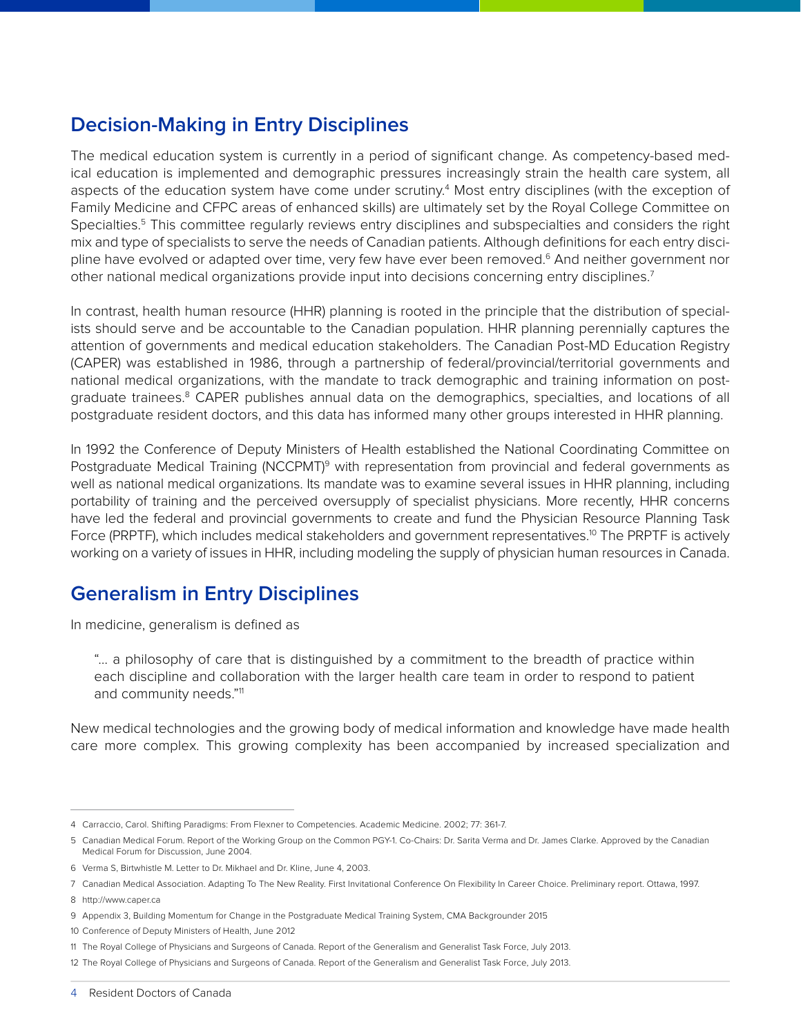## Decision-Making in Entry Disciplines

The medical education system is currently in a period of significant change. As competency-based medical education is implemented and demographic pressures increasingly strain the health care system, all aspects of the education system have come under scrutiny.[4] Most entry disciplines (with the exception of Family Medicine and CFPC areas of enhanced skills) are ultimately set by the Royal College Committee on Specialties.[5] This committee regularly reviews entry disciplines and subspecialties and considers the right mix and type of specialists to serve the needs of Canadian patients. Although definitions for each entry discipline have evolved or adapted over time, very few have ever been removed.[6] And neither government nor other national medical organizations provide input into decisions concerning entry disciplines.[7]

In contrast, health human resource (HHR) planning is rooted in the principle that the distribution of specialists should serve and be accountable to the Canadian population. HHR planning perennially captures the attention of governments and medical education stakeholders. The Canadian Post-MD Education Registry (CAPER) was established in 1986, through a partnership of federal/provincial/territorial governments and national medical organizations, with the mandate to track demographic and training information on postgraduate trainees.[8] CAPER publishes annual data on the demographics, specialties, and locations of all postgraduate resident doctors, and this data has informed many other groups interested in HHR planning.

In 1992 the Conference of Deputy Ministers of Health established the National Coordinating Committee on Postgraduate Medical Training (NCCPMT)[9] with representation from provincial and federal governments as well as national medical organizations. Its mandate was to examine several issues in HHR planning, including portability of training and the perceived oversupply of specialist physicians. More recently, HHR concerns have led the federal and provincial governments to create and fund the Physician Resource Planning Task Force (PRPTF), which includes medical stakeholders and government representatives.[10] The PRPTF is actively working on a variety of issues in HHR, including modeling the supply of physician human resources in Canada.

## Generalism in Entry Disciplines

In medicine, generalism is defined as

> "... a philosophy of care that is distinguished by a commitment to the breadth of practice within each discipline and collaboration with the larger health care team in order to respond to patient and community needs."[11]

New medical technologies and the growing body of medical information and knowledge have made health care more complex. This growing complexity has been accompanied by increased specialization and

---

4 Carraccio, Carol. Shifting Paradigms: From Flexner to Competencies. Academic Medicine. 2002; 77: 361-7.

5 Canadian Medical Forum. Report of the Working Group on the Common PGY-1. Co-Chairs: Dr. Sarita Verma and Dr. James Clarke. Approved by the Canadian Medical Forum for Discussion, June 2004.

6 Verma S, Birtwhistle M. Letter to Dr. Mikhael and Dr. Kline, June 4, 2003.

7 Canadian Medical Association. Adapting To The New Reality. First Invitational Conference On Flexibility In Career Choice. Preliminary report. Ottawa, 1997.

8 http://www.caper.ca

9 Appendix 3, Building Momentum for Change in the Postgraduate Medical Training System, CMA Backgrounder 2015

10 Conference of Deputy Ministers of Health, June 2012

11 The Royal College of Physicians and Surgeons of Canada. Report of the Generalism and Generalist Task Force, July 2013.

12 The Royal College of Physicians and Surgeons of Canada. Report of the Generalism and Generalist Task Force, July 2013.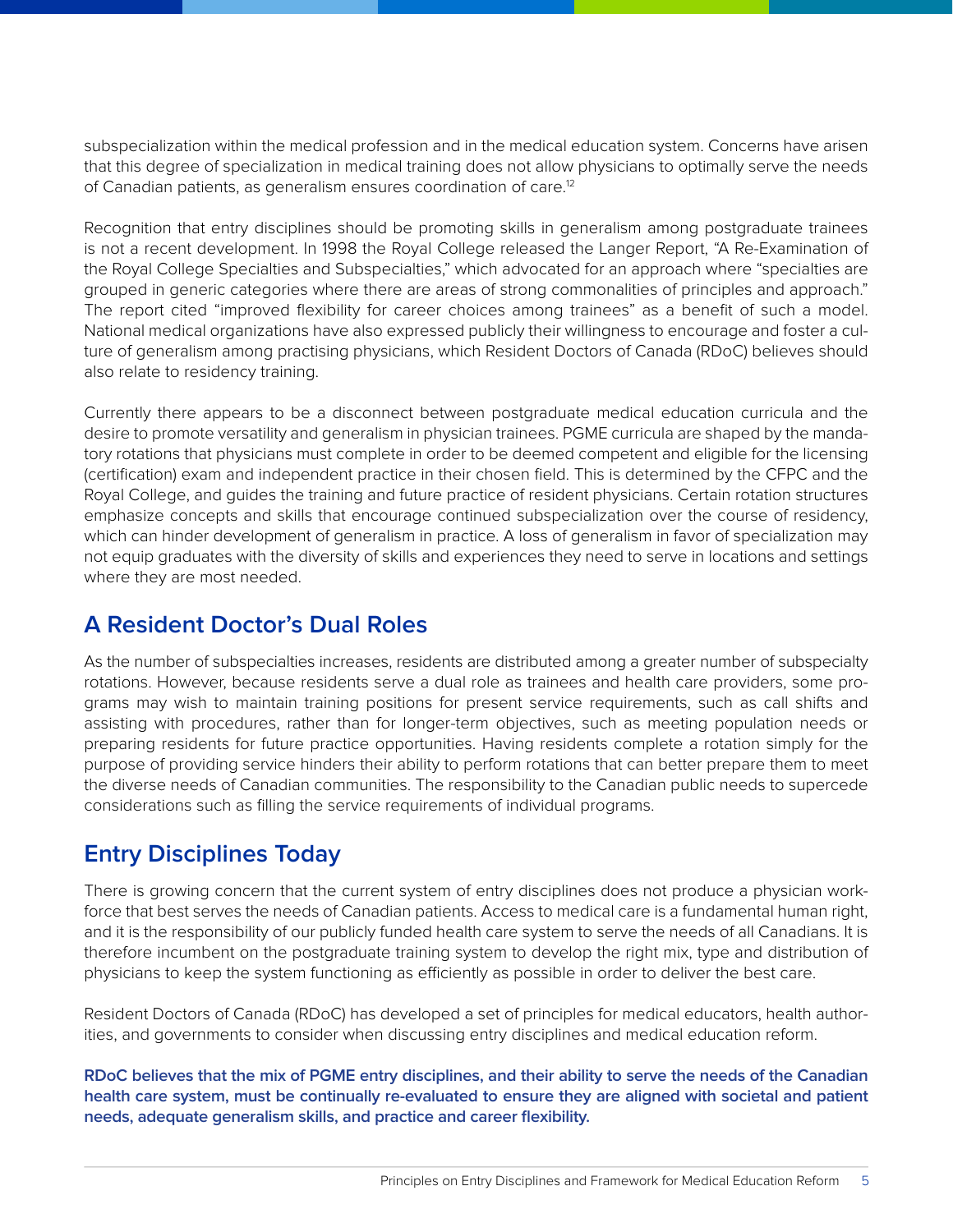subspecialization within the medical profession and in the medical education system. Concerns have arisen that this degree of specialization in medical training does not allow physicians to optimally serve the needs of Canadian patients, as generalism ensures coordination of care.[12]

Recognition that entry disciplines should be promoting skills in generalism among postgraduate trainees is not a recent development. In 1998 the Royal College released the Langer Report, "A Re-Examination of the Royal College Specialties and Subspecialties," which advocated for an approach where "specialties are grouped in generic categories where there are areas of strong commonalities of principles and approach." The report cited "improved flexibility for career choices among trainees" as a benefit of such a model. National medical organizations have also expressed publicly their willingness to encourage and foster a culture of generalism among practising physicians, which Resident Doctors of Canada (RDoC) believes should also relate to residency training.

Currently there appears to be a disconnect between postgraduate medical education curricula and the desire to promote versatility and generalism in physician trainees. PGME curricula are shaped by the mandatory rotations that physicians must complete in order to be deemed competent and eligible for the licensing (certification) exam and independent practice in their chosen field. This is determined by the CFPC and the Royal College, and guides the training and future practice of resident physicians. Certain rotation structures emphasize concepts and skills that encourage continued subspecialization over the course of residency, which can hinder development of generalism in practice. A loss of generalism in favor of specialization may not equip graduates with the diversity of skills and experiences they need to serve in locations and settings where they are most needed.

## A Resident Doctor's Dual Roles

As the number of subspecialties increases, residents are distributed among a greater number of subspecialty rotations. However, because residents serve a dual role as trainees and health care providers, some programs may wish to maintain training positions for present service requirements, such as call shifts and assisting with procedures, rather than for longer-term objectives, such as meeting population needs or preparing residents for future practice opportunities. Having residents complete a rotation simply for the purpose of providing service hinders their ability to perform rotations that can better prepare them to meet the diverse needs of Canadian communities. The responsibility to the Canadian public needs to supercede considerations such as filling the service requirements of individual programs.

## Entry Disciplines Today

There is growing concern that the current system of entry disciplines does not produce a physician workforce that best serves the needs of Canadian patients. Access to medical care is a fundamental human right, and it is the responsibility of our publicly funded health care system to serve the needs of all Canadians. It is therefore incumbent on the postgraduate training system to develop the right mix, type and distribution of physicians to keep the system functioning as efficiently as possible in order to deliver the best care.

Resident Doctors of Canada (RDoC) has developed a set of principles for medical educators, health authorities, and governments to consider when discussing entry disciplines and medical education reform.

**RDoC believes that the mix of PGME entry disciplines, and their ability to serve the needs of the Canadian health care system, must be continually re-evaluated to ensure they are aligned with societal and patient needs, adequate generalism skills, and practice and career flexibility.**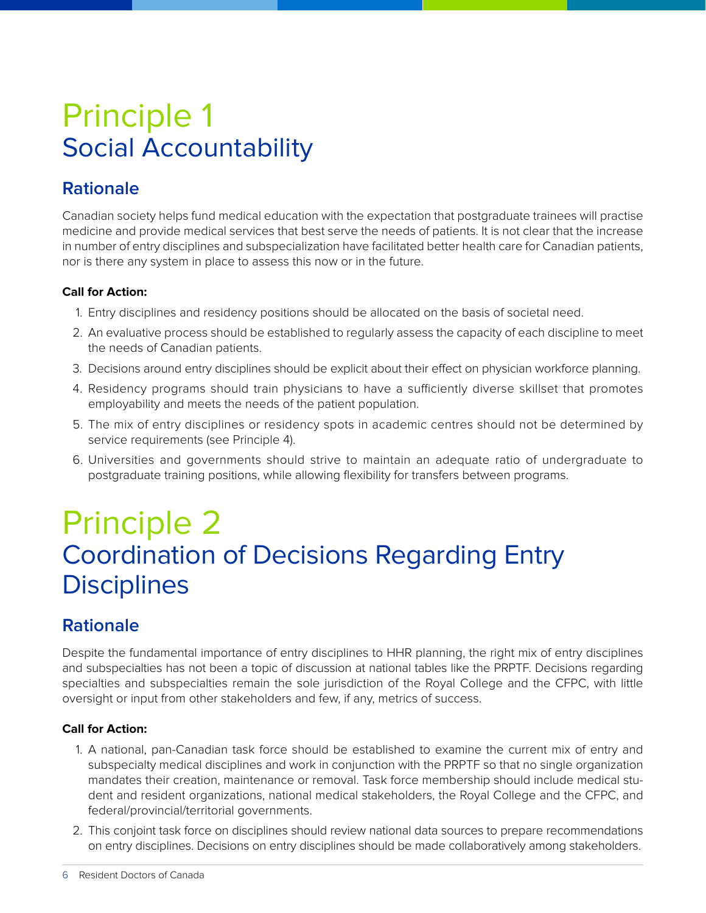# Principle 1
## Social Accountability

### Rationale

Canadian society helps fund medical education with the expectation that postgraduate trainees will practise medicine and provide medical services that best serve the needs of patients. It is not clear that the increase in number of entry disciplines and subspecialization have facilitated better health care for Canadian patients, nor is there any system in place to assess this now or in the future.

**Call for Action:**

1. Entry disciplines and residency positions should be allocated on the basis of societal need.
2. An evaluative process should be established to regularly assess the capacity of each discipline to meet the needs of Canadian patients.
3. Decisions around entry disciplines should be explicit about their effect on physician workforce planning.
4. Residency programs should train physicians to have a sufficiently diverse skillset that promotes employability and meets the needs of the patient population.
5. The mix of entry disciplines or residency spots in academic centres should not be determined by service requirements (see Principle 4).
6. Universities and governments should strive to maintain an adequate ratio of undergraduate to postgraduate training positions, while allowing flexibility for transfers between programs.

# Principle 2
## Coordination of Decisions Regarding Entry Disciplines

### Rationale

Despite the fundamental importance of entry disciplines to HHR planning, the right mix of entry disciplines and subspecialties has not been a topic of discussion at national tables like the PRPTF. Decisions regarding specialties and subspecialties remain the sole jurisdiction of the Royal College and the CFPC, with little oversight or input from other stakeholders and few, if any, metrics of success.

**Call for Action:**

1. A national, pan-Canadian task force should be established to examine the current mix of entry and subspecialty medical disciplines and work in conjunction with the PRPTF so that no single organization mandates their creation, maintenance or removal. Task force membership should include medical student and resident organizations, national medical stakeholders, the Royal College and the CFPC, and federal/provincial/territorial governments.
2. This conjoint task force on disciplines should review national data sources to prepare recommendations on entry disciplines. Decisions on entry disciplines should be made collaboratively among stakeholders.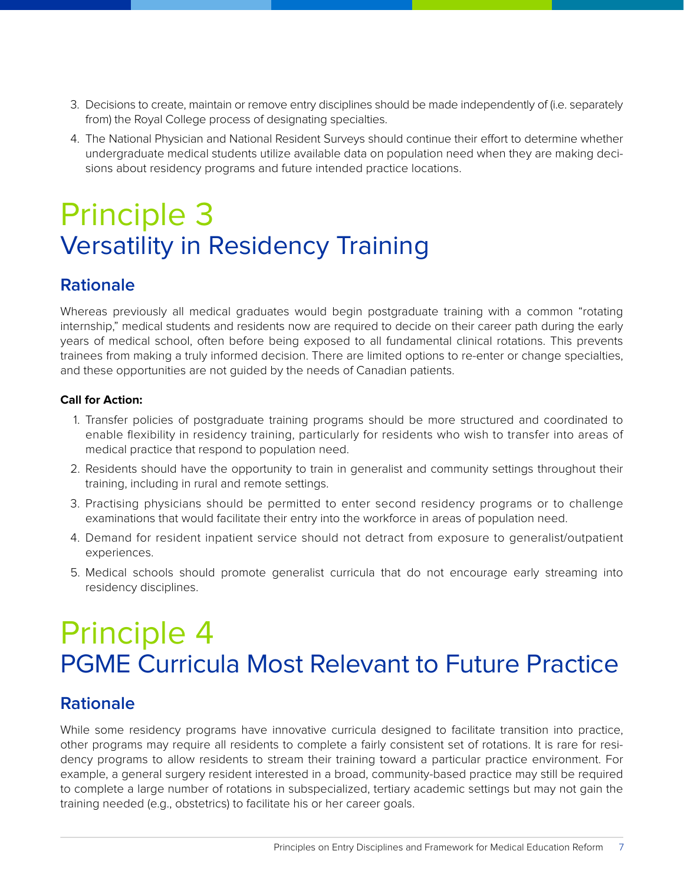3. Decisions to create, maintain or remove entry disciplines should be made independently of (i.e. separately from) the Royal College process of designating specialties.
4. The National Physician and National Resident Surveys should continue their effort to determine whether undergraduate medical students utilize available data on population need when they are making decisions about residency programs and future intended practice locations.

# Principle 3
## Versatility in Residency Training

### Rationale

Whereas previously all medical graduates would begin postgraduate training with a common "rotating internship," medical students and residents now are required to decide on their career path during the early years of medical school, often before being exposed to all fundamental clinical rotations. This prevents trainees from making a truly informed decision. There are limited options to re-enter or change specialties, and these opportunities are not guided by the needs of Canadian patients.

**Call for Action:**

1. Transfer policies of postgraduate training programs should be more structured and coordinated to enable flexibility in residency training, particularly for residents who wish to transfer into areas of medical practice that respond to population need.
2. Residents should have the opportunity to train in generalist and community settings throughout their training, including in rural and remote settings.
3. Practising physicians should be permitted to enter second residency programs or to challenge examinations that would facilitate their entry into the workforce in areas of population need.
4. Demand for resident inpatient service should not detract from exposure to generalist/outpatient experiences.
5. Medical schools should promote generalist curricula that do not encourage early streaming into residency disciplines.

# Principle 4
## PGME Curricula Most Relevant to Future Practice

### Rationale

While some residency programs have innovative curricula designed to facilitate transition into practice, other programs may require all residents to complete a fairly consistent set of rotations. It is rare for residency programs to allow residents to stream their training toward a particular practice environment. For example, a general surgery resident interested in a broad, community-based practice may still be required to complete a large number of rotations in subspecialized, tertiary academic settings but may not gain the training needed (e.g., obstetrics) to facilitate his or her career goals.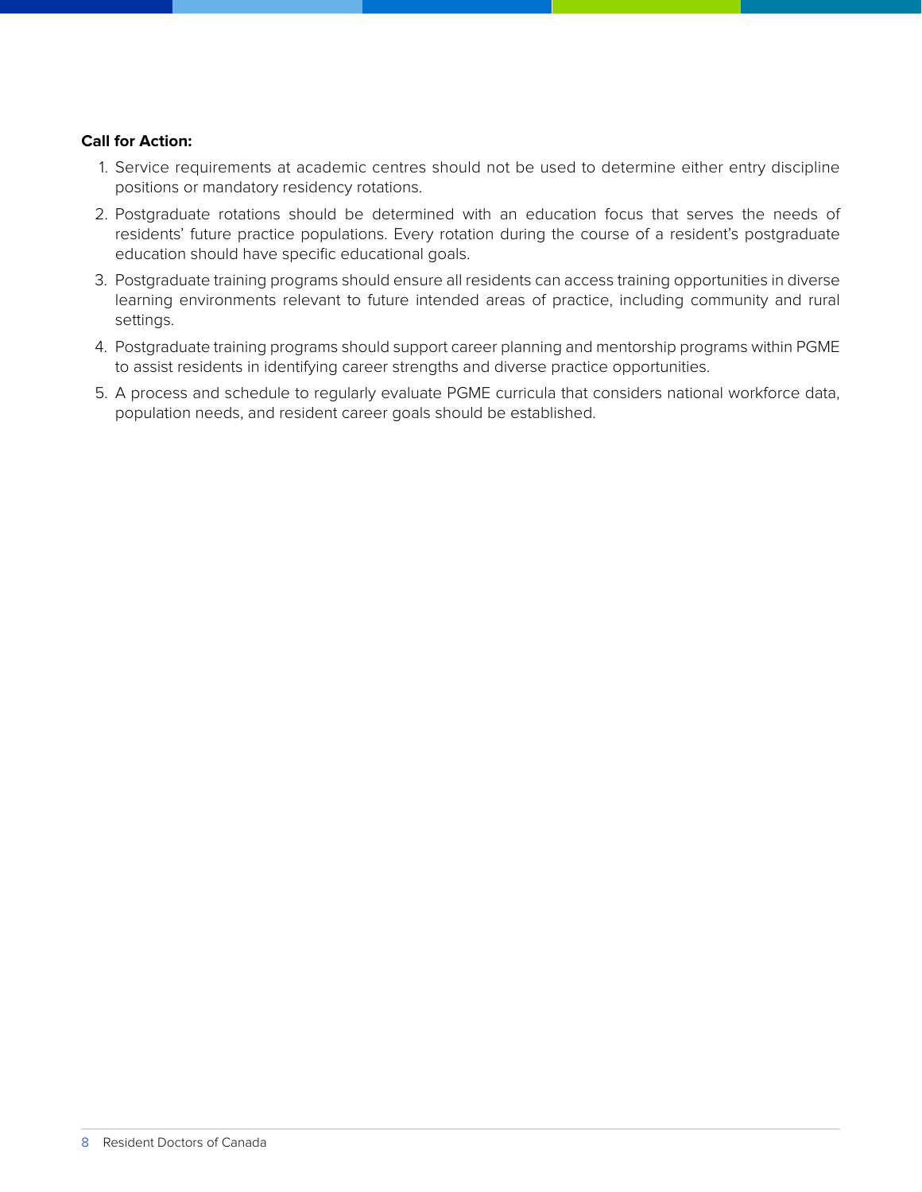**Call for Action:**

1. Service requirements at academic centres should not be used to determine either entry discipline positions or mandatory residency rotations.
2. Postgraduate rotations should be determined with an education focus that serves the needs of residents' future practice populations. Every rotation during the course of a resident's postgraduate education should have specific educational goals.
3. Postgraduate training programs should ensure all residents can access training opportunities in diverse learning environments relevant to future intended areas of practice, including community and rural settings.
4. Postgraduate training programs should support career planning and mentorship programs within PGME to assist residents in identifying career strengths and diverse practice opportunities.
5. A process and schedule to regularly evaluate PGME curricula that considers national workforce data, population needs, and resident career goals should be established.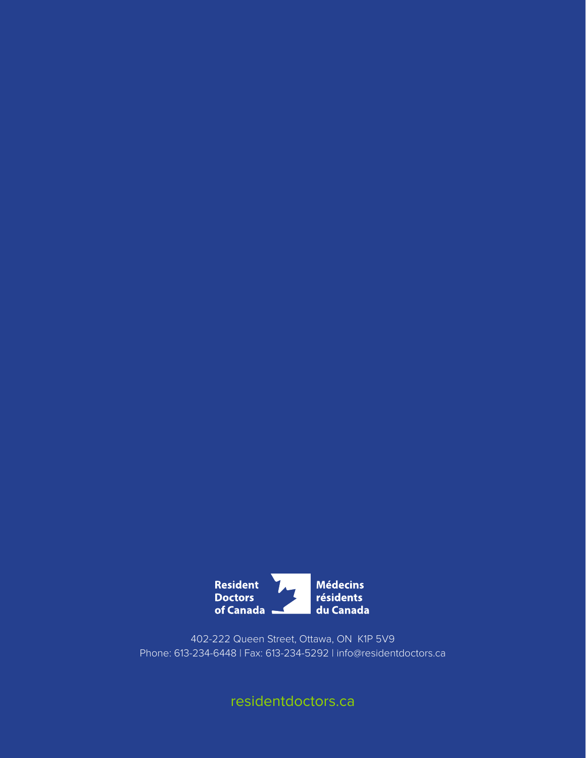Resident Doctors of Canada

Médecins résidents du Canada

402-222 Queen Street, Ottawa, ON K1P 5V9
Phone: 613-234-6448 | Fax: 613-234-5292 | info@residentdoctors.ca

residentdoctors.ca